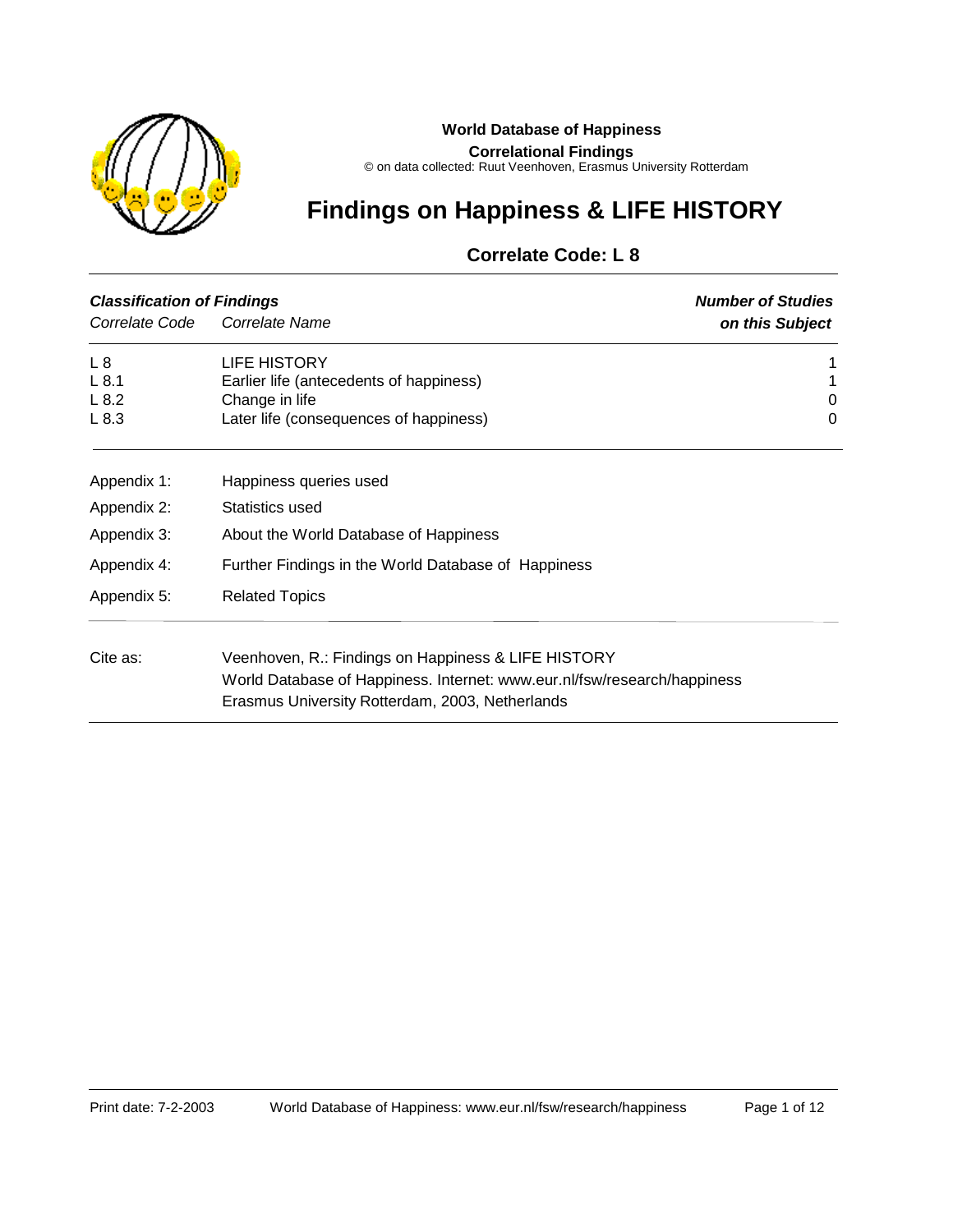**World Database of Happiness**

**Correlational Findings**

© on data collected: Ruut Veenhoven, Erasmus University Rotterdam

# Findings on Happiness & LIFE HISTORY

## Correlate Code: L 8

| ***Classification of Findings*** *Correlate Code* | *Correlate Name* | ***Number of Studies on this Subject*** |
|---|---|---|
| L 8 | LIFE HISTORY | 1 |
| L 8.1 | Earlier life (antecedents of happiness) | 1 |
| L 8.2 | Change in life | 0 |
| L 8.3 | Later life (consequences of happiness) | 0 |

| | |
|---|---|
| Appendix 1: | Happiness queries used |
| Appendix 2: | Statistics used |
| Appendix 3: | About the World Database of Happiness |
| Appendix 4: | Further Findings in the World Database of Happiness |
| Appendix 5: | Related Topics |

Cite as: Veenhoven, R.: Findings on Happiness & LIFE HISTORY
World Database of Happiness. Internet: www.eur.nl/fsw/research/happiness
Erasmus University Rotterdam, 2003, Netherlands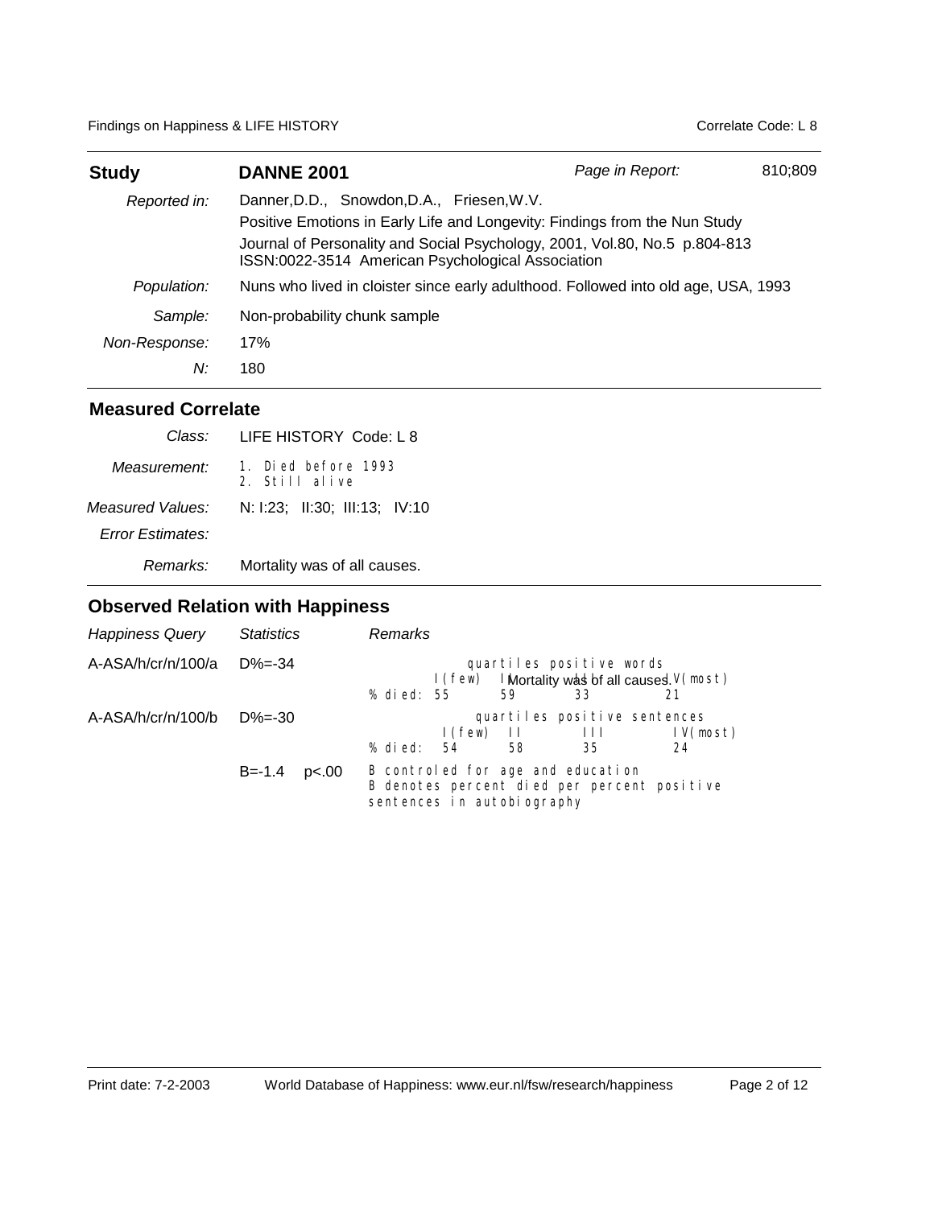| **Study** | **DANNE 2001** | *Page in Report:* | 810;809 |
|---|---|---|---|
| *Reported in:* | Danner,D.D., Snowdon,D.A., Friesen,W.V. Positive Emotions in Early Life and Longevity: Findings from the Nun Study Journal of Personality and Social Psychology, 2001, Vol.80, No.5 p.804-813 ISSN:0022-3514 American Psychological Association | | |
| *Population:* | Nuns who lived in cloister since early adulthood. Followed into old age, USA, 1993 | | |
| *Sample:* | Non-probability chunk sample | | |
| *Non-Response:* | 17% | | |
| *N:* | 180 | | |

## Measured Correlate

*Class:* LIFE HISTORY Code: L 8

*Measurement:*
1. Died before 1993
2. Still alive

*Measured Values:* N: I:23; II:30; III:13; IV:10

*Error Estimates:*

*Remarks:* Mortality was of all causes.

## Observed Relation with Happiness

| *Happiness Query* | *Statistics* | *Remarks* |
|---|---|---|
| A-ASA/h/cr/n/100/a | D%=-34 | quartiles positive words<br>I(few) II III IV(most)<br>% died: 55 59 33 21<br>Mortality was of all causes. |
| A-ASA/h/cr/n/100/b | D%=-30 | quartiles positive sentences<br>I(few) II III IV(most)<br>% died: 54 58 35 24 |
| | B=-1.4 p<.00 | B controled for age and education<br>B denotes percent died per percent positive sentences in autobiography |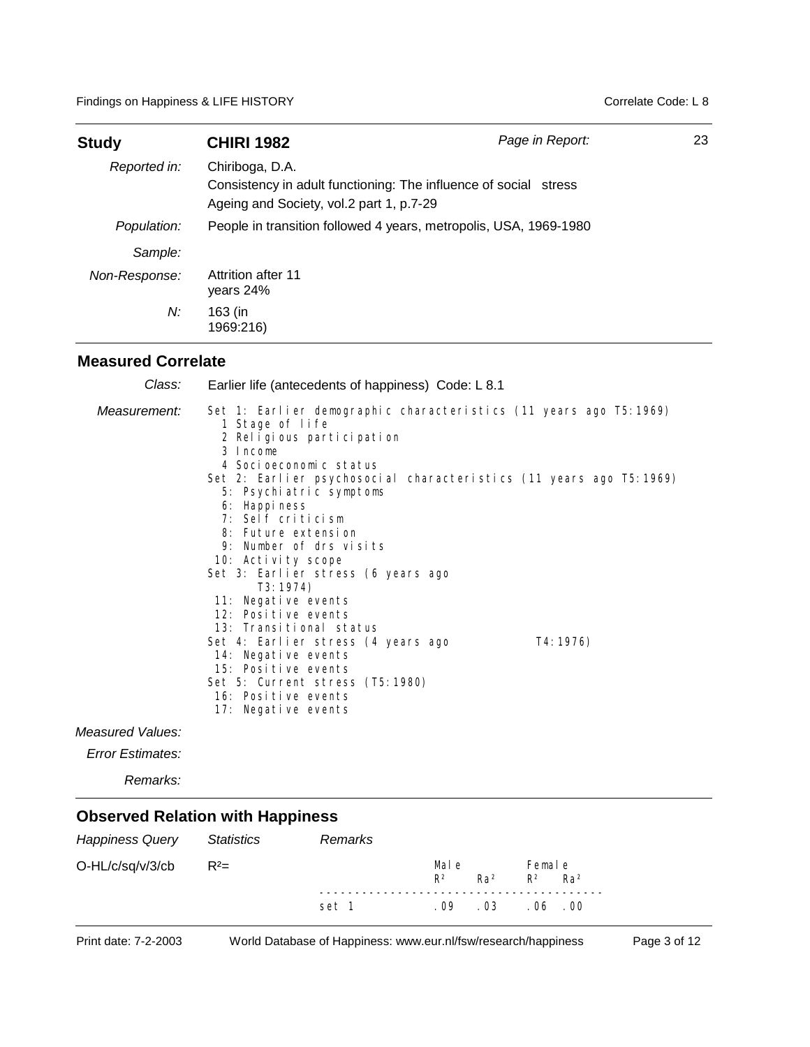| **Study** | **CHIRI 1982** | *Page in Report:* | 23 |
|---|---|---|---|
| *Reported in:* | Chiriboga, D.A. Consistency in adult functioning: The influence of social stress Ageing and Society, vol.2 part 1, p.7-29 | | |
| *Population:* | People in transition followed 4 years, metropolis, USA, 1969-1980 | | |
| *Sample:* | | | |
| *Non-Response:* | Attrition after 11 years 24% | | |
| *N:* | 163 (in 1969:216) | | |

## Measured Correlate

*Class:* Earlier life (antecedents of happiness) Code: L 8.1

*Measurement:*

```
Set 1: Earlier demographic characteristics (11 years ago T5:1969)
  1 Stage of life
  2 Religious participation
  3 Income
  4 Socioeconomic status
Set 2: Earlier psychosocial characteristics (11 years ago T5:1969)
  5: Psychiatric symptoms
  6: Happiness
  7: Self criticism
  8: Future extension
  9: Number of drs visits
 10: Activity scope
Set 3: Earlier stress (6 years ago
      T3:1974)
 11: Negative events
 12: Positive events
 13: Transitional status
Set 4: Earlier stress (4 years ago            T4:1976)
 14: Negative events
 15: Positive events
Set 5: Current stress (T5:1980)
 16: Positive events
 17: Negative events
```

*Measured Values:*

*Error Estimates:*

*Remarks:*

## Observed Relation with Happiness

| *Happiness Query* | *Statistics* | *Remarks* |
|---|---|---|
| O-HL/c/sq/v/3/cb | $R^2$= | |

| | Male $R^2$ | Male $Ra^2$ | Female $R^2$ | Female $Ra^2$ |
|---|---|---|---|---|
| set 1 | .09 | .03 | .06 | .00 |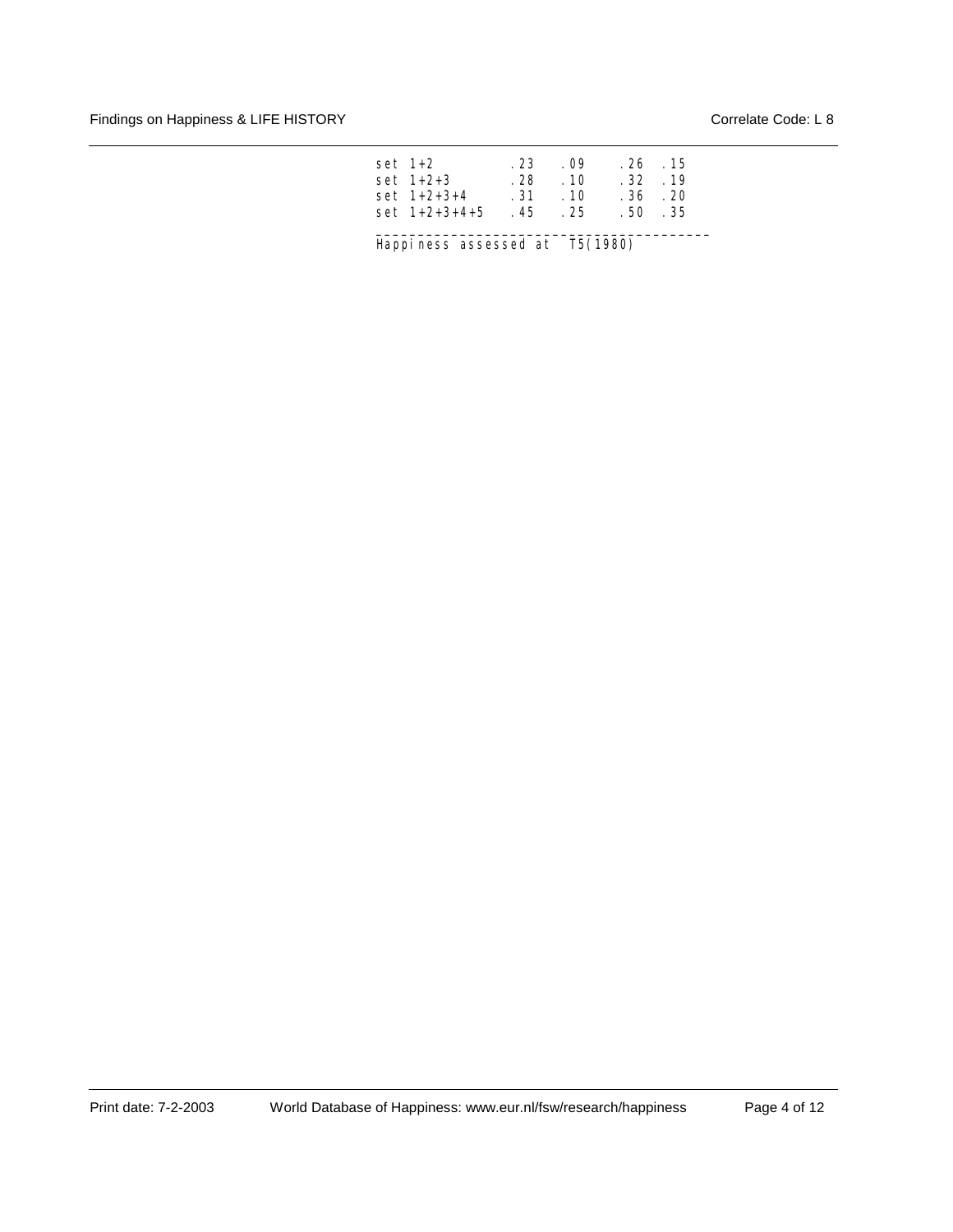| | | | | |
|---|---|---|---|---|
| set 1+2 | .23 | .09 | .26 | .15 |
| set 1+2+3 | .28 | .10 | .32 | .19 |
| set 1+2+3+4 | .31 | .10 | .36 | .20 |
| set 1+2+3+4+5 | .45 | .25 | .50 | .35 |

Happiness assessed at T5(1980)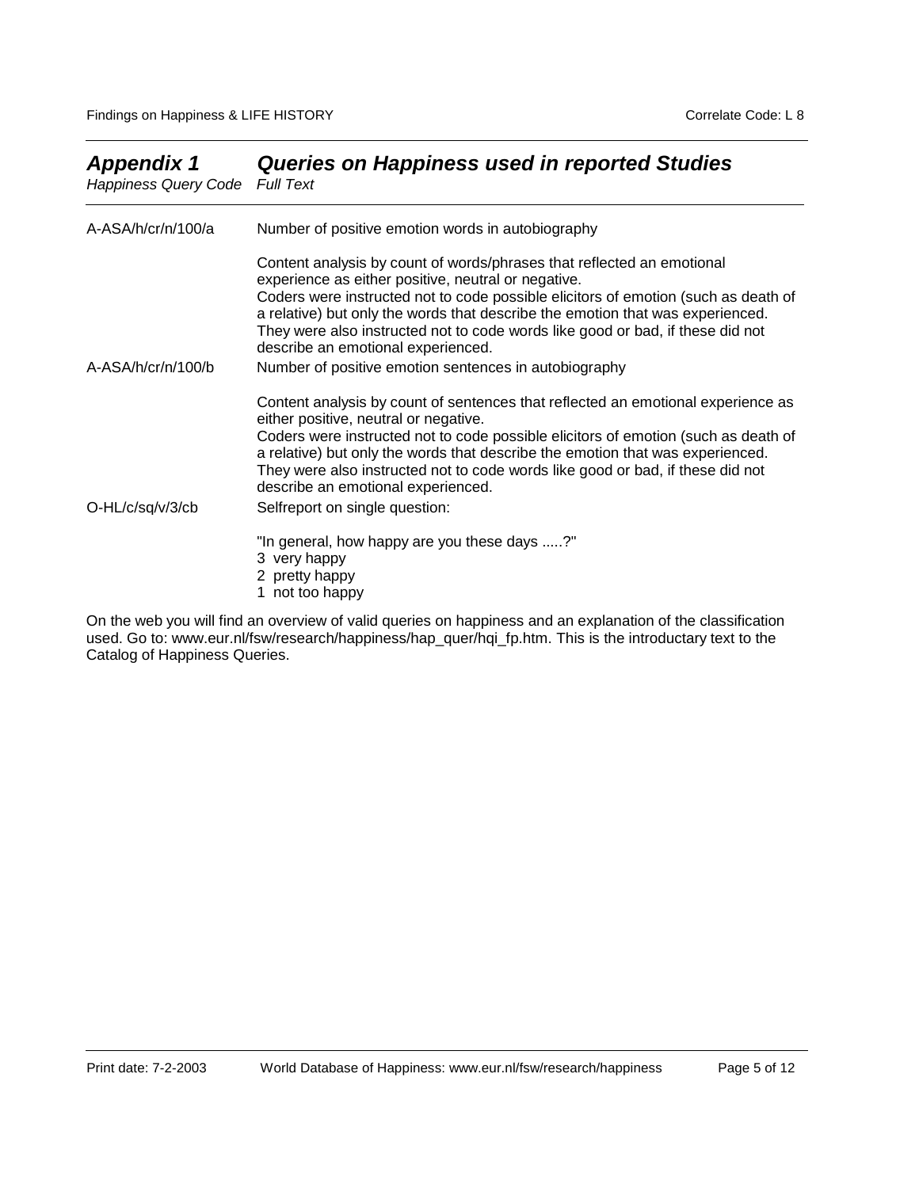## *Appendix 1 Queries on Happiness used in reported Studies*

| *Happiness Query Code* | *Full Text* |
| --- | --- |
| A-ASA/h/cr/n/100/a | Number of positive emotion words in autobiography<br><br>Content analysis by count of words/phrases that reflected an emotional experience as either positive, neutral or negative.<br>Coders were instructed not to code possible elicitors of emotion (such as death of a relative) but only the words that describe the emotion that was experienced.<br>They were also instructed not to code words like good or bad, if these did not describe an emotional experienced. |
| A-ASA/h/cr/n/100/b | Number of positive emotion sentences in autobiography<br><br>Content analysis by count of sentences that reflected an emotional experience as either positive, neutral or negative.<br>Coders were instructed not to code possible elicitors of emotion (such as death of a relative) but only the words that describe the emotion that was experienced.<br>They were also instructed not to code words like good or bad, if these did not describe an emotional experienced. |
| O-HL/c/sq/v/3/cb | Selfreport on single question:<br><br>"In general, how happy are you these days .....?"<br>3 very happy<br>2 pretty happy<br>1 not too happy |

On the web you will find an overview of valid queries on happiness and an explanation of the classification used. Go to: www.eur.nl/fsw/research/happiness/hap_quer/hqi_fp.htm. This is the introductary text to the Catalog of Happiness Queries.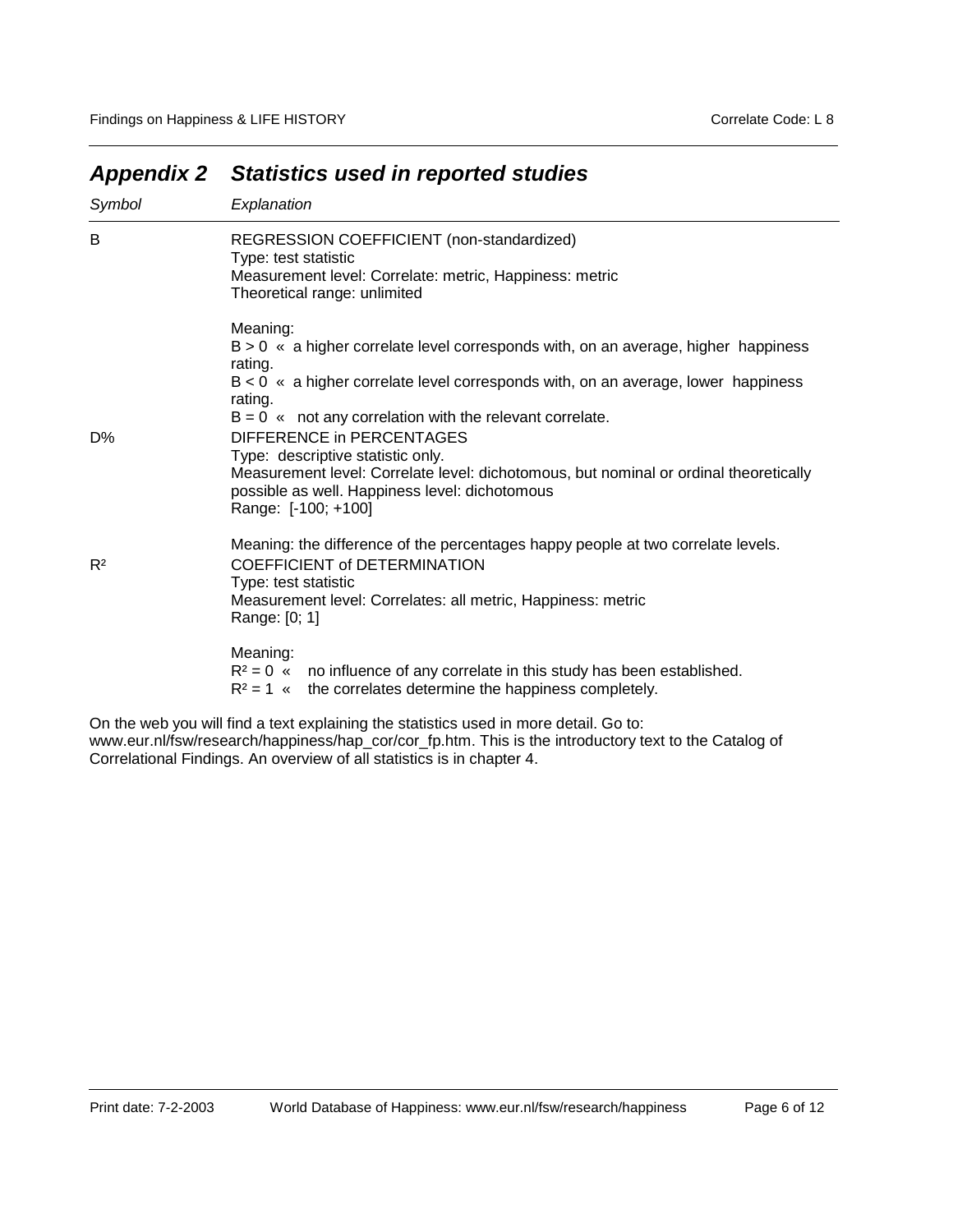## *Appendix 2 Statistics used in reported studies*

| *Symbol* | *Explanation* |
|---|---|
| B | REGRESSION COEFFICIENT (non-standardized)<br>Type: test statistic<br>Measurement level: Correlate: metric, Happiness: metric<br>Theoretical range: unlimited<br><br>Meaning:<br>$B > 0$ « a higher correlate level corresponds with, on an average, higher happiness rating.<br>$B < 0$ « a higher correlate level corresponds with, on an average, lower happiness rating.<br>$B = 0$ « not any correlation with the relevant correlate. |
| D% | DIFFERENCE in PERCENTAGES<br>Type: descriptive statistic only.<br>Measurement level: Correlate level: dichotomous, but nominal or ordinal theoretically possible as well. Happiness level: dichotomous<br>Range: [-100; +100]<br><br>Meaning: the difference of the percentages happy people at two correlate levels. |
| $R^2$ | COEFFICIENT of DETERMINATION<br>Type: test statistic<br>Measurement level: Correlates: all metric, Happiness: metric<br>Range: [0; 1]<br><br>Meaning:<br>$R^2 = 0$ « no influence of any correlate in this study has been established.<br>$R^2 = 1$ « the correlates determine the happiness completely. |

On the web you will find a text explaining the statistics used in more detail. Go to: www.eur.nl/fsw/research/happiness/hap_cor/cor_fp.htm. This is the introductory text to the Catalog of Correlational Findings. An overview of all statistics is in chapter 4.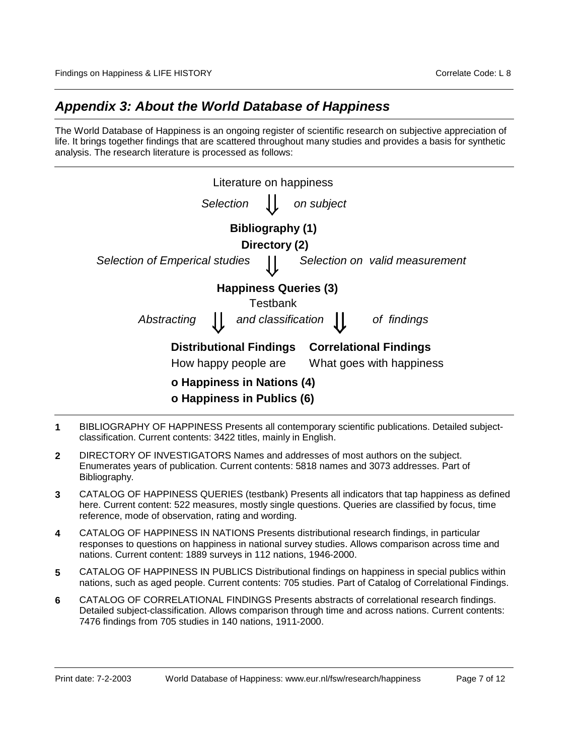## *Appendix 3: About the World Database of Happiness*

The World Database of Happiness is an ongoing register of scientific research on subjective appreciation of life. It brings together findings that are scattered throughout many studies and provides a basis for synthetic analysis. The research literature is processed as follows:

Literature on happiness

*Selection* ⇓ *on subject*

**Bibliography (1)**

**Directory (2)**

*Selection of Emperical studies* ⇓ *Selection on valid measurement*

**Happiness Queries (3)**

Testbank

*Abstracting* ⇓ *and classification* ⇓ *of findings*

| **Distributional Findings** | **Correlational Findings** |
|---|---|
| How happy people are | What goes with happiness |
| **o Happiness in Nations (4)** | |
| **o Happiness in Publics (6)** | |

**1** BIBLIOGRAPHY OF HAPPINESS Presents all contemporary scientific publications. Detailed subject-classification. Current contents: 3422 titles, mainly in English.

**2** DIRECTORY OF INVESTIGATORS Names and addresses of most authors on the subject. Enumerates years of publication. Current contents: 5818 names and 3073 addresses. Part of Bibliography.

**3** CATALOG OF HAPPINESS QUERIES (testbank) Presents all indicators that tap happiness as defined here. Current content: 522 measures, mostly single questions. Queries are classified by focus, time reference, mode of observation, rating and wording.

**4** CATALOG OF HAPPINESS IN NATIONS Presents distributional research findings, in particular responses to questions on happiness in national survey studies. Allows comparison across time and nations. Current content: 1889 surveys in 112 nations, 1946-2000.

**5** CATALOG OF HAPPINESS IN PUBLICS Distributional findings on happiness in special publics within nations, such as aged people. Current contents: 705 studies. Part of Catalog of Correlational Findings.

**6** CATALOG OF CORRELATIONAL FINDINGS Presents abstracts of correlational research findings. Detailed subject-classification. Allows comparison through time and across nations. Current contents: 7476 findings from 705 studies in 140 nations, 1911-2000.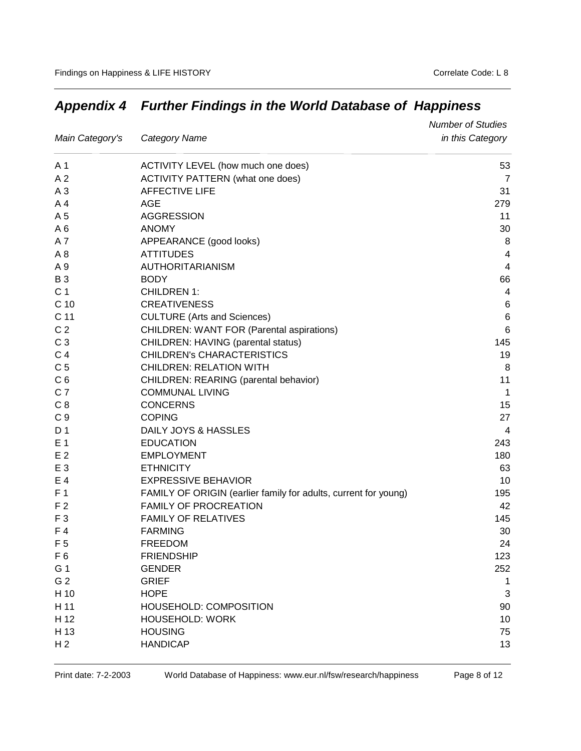## *Appendix 4 Further Findings in the World Database of Happiness*

| *Main Category's* | *Category Name* | *Number of Studies in this Category* |
|---|---|---|
| A 1 | ACTIVITY LEVEL (how much one does) | 53 |
| A 2 | ACTIVITY PATTERN (what one does) | 7 |
| A 3 | AFFECTIVE LIFE | 31 |
| A 4 | AGE | 279 |
| A 5 | AGGRESSION | 11 |
| A 6 | ANOMY | 30 |
| A 7 | APPEARANCE (good looks) | 8 |
| A 8 | ATTITUDES | 4 |
| A 9 | AUTHORITARIANISM | 4 |
| B 3 | BODY | 66 |
| C 1 | CHILDREN 1: | 4 |
| C 10 | CREATIVENESS | 6 |
| C 11 | CULTURE (Arts and Sciences) | 6 |
| C 2 | CHILDREN: WANT FOR (Parental aspirations) | 6 |
| C 3 | CHILDREN: HAVING (parental status) | 145 |
| C 4 | CHILDREN's CHARACTERISTICS | 19 |
| C 5 | CHILDREN: RELATION WITH | 8 |
| C 6 | CHILDREN: REARING (parental behavior) | 11 |
| C 7 | COMMUNAL LIVING | 1 |
| C 8 | CONCERNS | 15 |
| C 9 | COPING | 27 |
| D 1 | DAILY JOYS & HASSLES | 4 |
| E 1 | EDUCATION | 243 |
| E 2 | EMPLOYMENT | 180 |
| E 3 | ETHNICITY | 63 |
| E 4 | EXPRESSIVE BEHAVIOR | 10 |
| F 1 | FAMILY OF ORIGIN (earlier family for adults, current for young) | 195 |
| F 2 | FAMILY OF PROCREATION | 42 |
| F 3 | FAMILY OF RELATIVES | 145 |
| F 4 | FARMING | 30 |
| F 5 | FREEDOM | 24 |
| F 6 | FRIENDSHIP | 123 |
| G 1 | GENDER | 252 |
| G 2 | GRIEF | 1 |
| H 10 | HOPE | 3 |
| H 11 | HOUSEHOLD: COMPOSITION | 90 |
| H 12 | HOUSEHOLD: WORK | 10 |
| H 13 | HOUSING | 75 |
| H 2 | HANDICAP | 13 |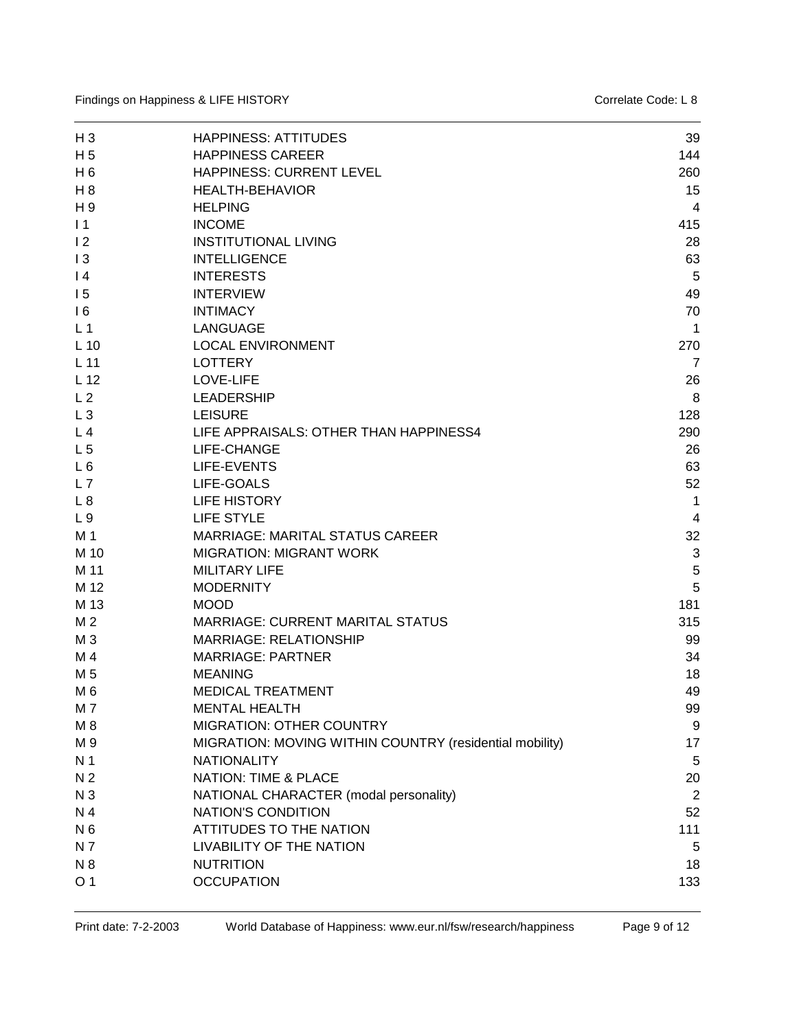| | | |
|---|---|---|
| H 3 | HAPPINESS: ATTITUDES | 39 |
| H 5 | HAPPINESS CAREER | 144 |
| H 6 | HAPPINESS: CURRENT LEVEL | 260 |
| H 8 | HEALTH-BEHAVIOR | 15 |
| H 9 | HELPING | 4 |
| I 1 | INCOME | 415 |
| I 2 | INSTITUTIONAL LIVING | 28 |
| I 3 | INTELLIGENCE | 63 |
| I 4 | INTERESTS | 5 |
| I 5 | INTERVIEW | 49 |
| I 6 | INTIMACY | 70 |
| L 1 | LANGUAGE | 1 |
| L 10 | LOCAL ENVIRONMENT | 270 |
| L 11 | LOTTERY | 7 |
| L 12 | LOVE-LIFE | 26 |
| L 2 | LEADERSHIP | 8 |
| L 3 | LEISURE | 128 |
| L 4 | LIFE APPRAISALS: OTHER THAN HAPPINESS4 | 290 |
| L 5 | LIFE-CHANGE | 26 |
| L 6 | LIFE-EVENTS | 63 |
| L 7 | LIFE-GOALS | 52 |
| L 8 | LIFE HISTORY | 1 |
| L 9 | LIFE STYLE | 4 |
| M 1 | MARRIAGE: MARITAL STATUS CAREER | 32 |
| M 10 | MIGRATION: MIGRANT WORK | 3 |
| M 11 | MILITARY LIFE | 5 |
| M 12 | MODERNITY | 5 |
| M 13 | MOOD | 181 |
| M 2 | MARRIAGE: CURRENT MARITAL STATUS | 315 |
| M 3 | MARRIAGE: RELATIONSHIP | 99 |
| M 4 | MARRIAGE: PARTNER | 34 |
| M 5 | MEANING | 18 |
| M 6 | MEDICAL TREATMENT | 49 |
| M 7 | MENTAL HEALTH | 99 |
| M 8 | MIGRATION: OTHER COUNTRY | 9 |
| M 9 | MIGRATION: MOVING WITHIN COUNTRY (residential mobility) | 17 |
| N 1 | NATIONALITY | 5 |
| N 2 | NATION: TIME & PLACE | 20 |
| N 3 | NATIONAL CHARACTER (modal personality) | 2 |
| N 4 | NATION'S CONDITION | 52 |
| N 6 | ATTITUDES TO THE NATION | 111 |
| N 7 | LIVABILITY OF THE NATION | 5 |
| N 8 | NUTRITION | 18 |
| O 1 | OCCUPATION | 133 |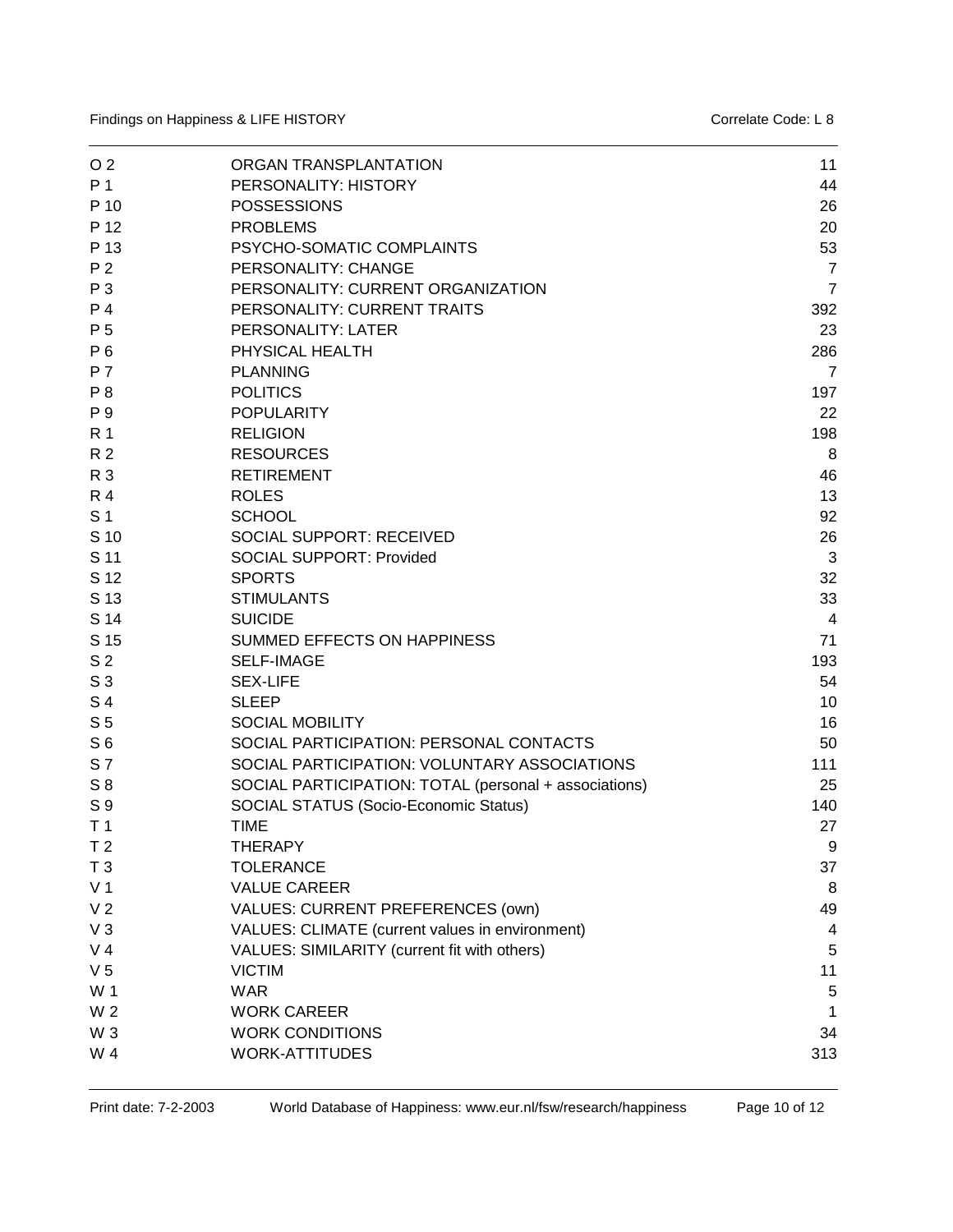| | | |
|---|---|---|
| O 2 | ORGAN TRANSPLANTATION | 11 |
| P 1 | PERSONALITY: HISTORY | 44 |
| P 10 | POSSESSIONS | 26 |
| P 12 | PROBLEMS | 20 |
| P 13 | PSYCHO-SOMATIC COMPLAINTS | 53 |
| P 2 | PERSONALITY: CHANGE | 7 |
| P 3 | PERSONALITY: CURRENT ORGANIZATION | 7 |
| P 4 | PERSONALITY: CURRENT TRAITS | 392 |
| P 5 | PERSONALITY: LATER | 23 |
| P 6 | PHYSICAL HEALTH | 286 |
| P 7 | PLANNING | 7 |
| P 8 | POLITICS | 197 |
| P 9 | POPULARITY | 22 |
| R 1 | RELIGION | 198 |
| R 2 | RESOURCES | 8 |
| R 3 | RETIREMENT | 46 |
| R 4 | ROLES | 13 |
| S 1 | SCHOOL | 92 |
| S 10 | SOCIAL SUPPORT: RECEIVED | 26 |
| S 11 | SOCIAL SUPPORT: Provided | 3 |
| S 12 | SPORTS | 32 |
| S 13 | STIMULANTS | 33 |
| S 14 | SUICIDE | 4 |
| S 15 | SUMMED EFFECTS ON HAPPINESS | 71 |
| S 2 | SELF-IMAGE | 193 |
| S 3 | SEX-LIFE | 54 |
| S 4 | SLEEP | 10 |
| S 5 | SOCIAL MOBILITY | 16 |
| S 6 | SOCIAL PARTICIPATION: PERSONAL CONTACTS | 50 |
| S 7 | SOCIAL PARTICIPATION: VOLUNTARY ASSOCIATIONS | 111 |
| S 8 | SOCIAL PARTICIPATION: TOTAL (personal + associations) | 25 |
| S 9 | SOCIAL STATUS (Socio-Economic Status) | 140 |
| T 1 | TIME | 27 |
| T 2 | THERAPY | 9 |
| T 3 | TOLERANCE | 37 |
| V 1 | VALUE CAREER | 8 |
| V 2 | VALUES: CURRENT PREFERENCES (own) | 49 |
| V 3 | VALUES: CLIMATE (current values in environment) | 4 |
| V 4 | VALUES: SIMILARITY (current fit with others) | 5 |
| V 5 | VICTIM | 11 |
| W 1 | WAR | 5 |
| W 2 | WORK CAREER | 1 |
| W 3 | WORK CONDITIONS | 34 |
| W 4 | WORK-ATTITUDES | 313 |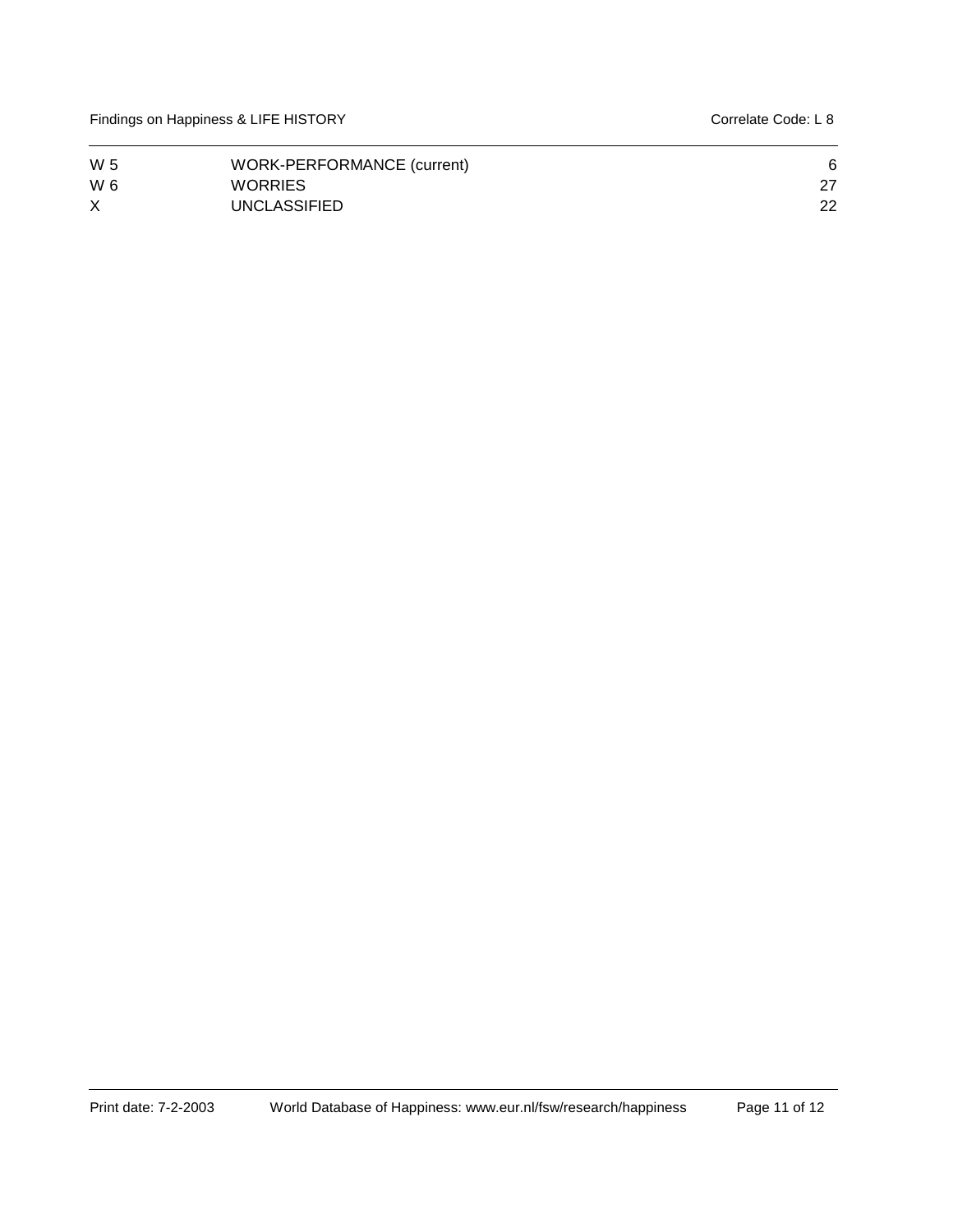| | | |
|---|---|---|
| W 5 | WORK-PERFORMANCE (current) | 6 |
| W 6 | WORRIES | 27 |
| X | UNCLASSIFIED | 22 |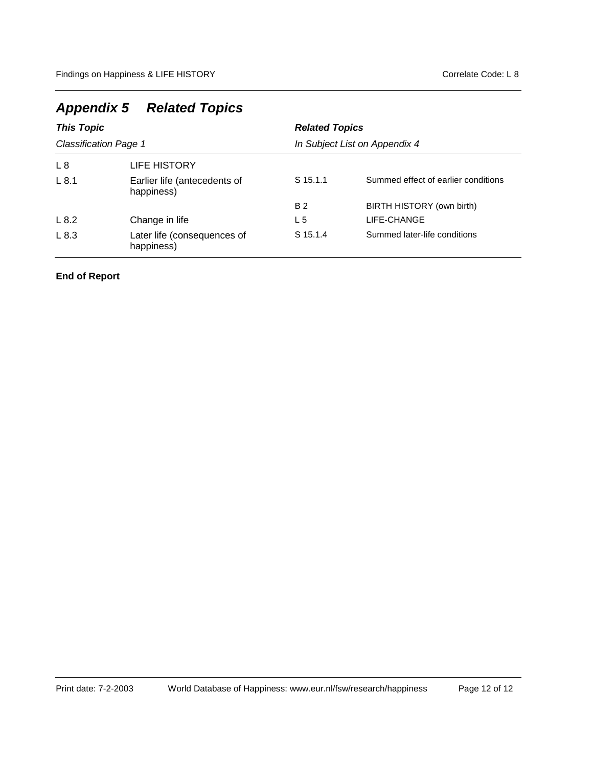## *Appendix 5 Related Topics*

| ***This Topic*** | | ***Related Topics*** | |
|---|---|---|---|
| *Classification Page 1* | | *In Subject List on Appendix 4* | |
| L 8 | LIFE HISTORY | | |
| L 8.1 | Earlier life (antecedents of happiness) | S 15.1.1 | Summed effect of earlier conditions |
| | | B 2 | BIRTH HISTORY (own birth) |
| L 8.2 | Change in life | L 5 | LIFE-CHANGE |
| L 8.3 | Later life (consequences of happiness) | S 15.1.4 | Summed later-life conditions |

**End of Report**